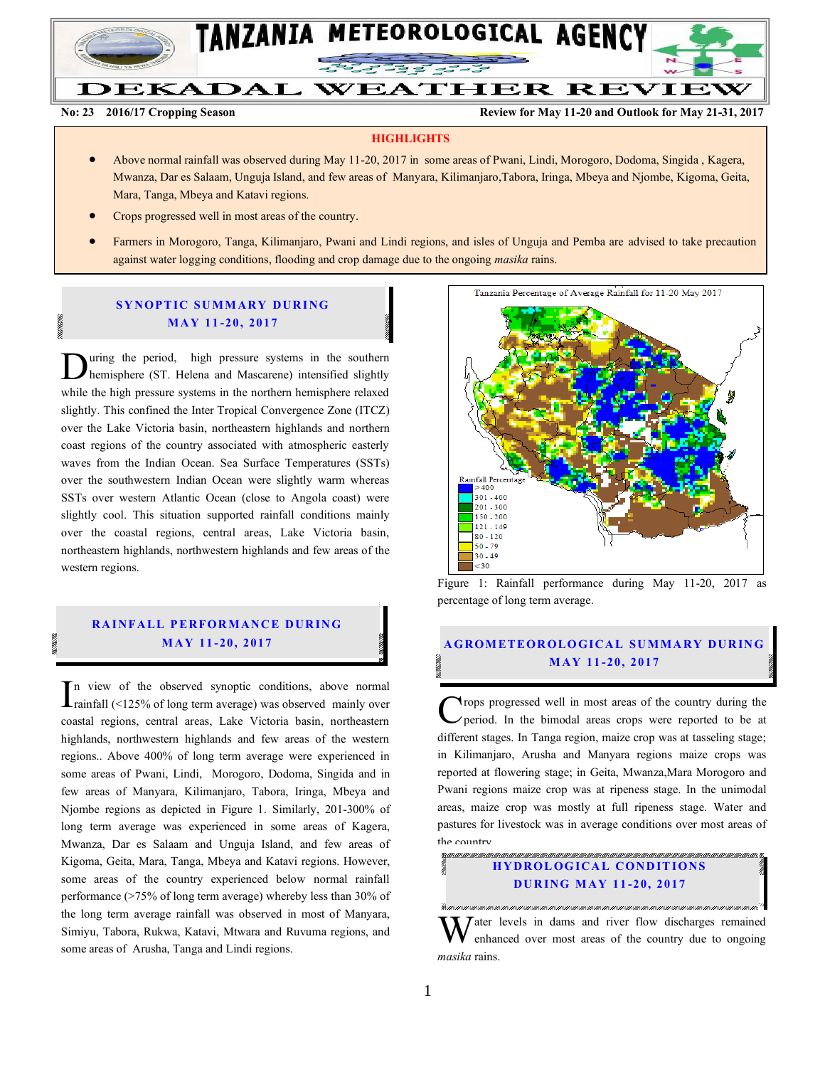# TANZANIA METEOROLOGICAL AGENCY

## DEKADAL WEATHER REVIEW

**No: 23 2016/17 Cropping Season** **Review for May 11-20 and Outlook for May 21-31, 2017**

**HIGHLIGHTS**

- Above normal rainfall was observed during May 11-20, 2017 in some areas of Pwani, Lindi, Morogoro, Dodoma, Singida , Kagera, Mwanza, Dar es Salaam, Unguja Island, and few areas of Manyara, Kilimanjaro,Tabora, Iringa, Mbeya and Njombe, Kigoma, Geita, Mara, Tanga, Mbeya and Katavi regions.
- Crops progressed well in most areas of the country.
- Farmers in Morogoro, Tanga, Kilimanjaro, Pwani and Lindi regions, and isles of Unguja and Pemba are advised to take precaution against water logging conditions, flooding and crop damage due to the ongoing *masika* rains.

## SYNOPTIC SUMMARY DURING MAY 11-20, 2017

During the period, high pressure systems in the southern hemisphere (ST. Helena and Mascarene) intensified slightly while the high pressure systems in the northern hemisphere relaxed slightly. This confined the Inter Tropical Convergence Zone (ITCZ) over the Lake Victoria basin, northeastern highlands and northern coast regions of the country associated with atmospheric easterly waves from the Indian Ocean. Sea Surface Temperatures (SSTs) over the southwestern Indian Ocean were slightly warm whereas SSTs over western Atlantic Ocean (close to Angola coast) were slightly cool. This situation supported rainfall conditions mainly over the coastal regions, central areas, Lake Victoria basin, northeastern highlands, northwestern highlands and few areas of the western regions.

## RAINFALL PERFORMANCE DURING MAY 11-20, 2017

In view of the observed synoptic conditions, above normal rainfall (<125% of long term average) was observed mainly over coastal regions, central areas, Lake Victoria basin, northeastern highlands, northwestern highlands and few areas of the western regions.. Above 400% of long term average were experienced in some areas of Pwani, Lindi, Morogoro, Dodoma, Singida and in few areas of Manyara, Kilimanjaro, Tabora, Iringa, Mbeya and Njombe regions as depicted in Figure 1. Similarly, 201-300% of long term average was experienced in some areas of Kagera, Mwanza, Dar es Salaam and Unguja Island, and few areas of Kigoma, Geita, Mara, Tanga, Mbeya and Katavi regions. However, some areas of the country experienced below normal rainfall performance (>75% of long term average) whereby less than 30% of the long term average rainfall was observed in most of Manyara, Simiyu, Tabora, Rukwa, Katavi, Mtwara and Ruvuma regions, and some areas of Arusha, Tanga and Lindi regions.

Tanzania Percentage of Average Rainfall for 11-20 May 2017

Rainfall Percentage: >400; 301 - 400; 201 - 300; 150 - 200; 121 - 149; 80 - 120; 50 - 79; 30 - 49; <30

Figure 1: Rainfall performance during May 11-20, 2017 as percentage of long term average.

## AGROMETEOROLOGICAL SUMMARY DURING MAY 11-20, 2017

Crops progressed well in most areas of the country during the period. In the bimodal areas crops were reported to be at different stages. In Tanga region, maize crop was at tasseling stage; in Kilimanjaro, Arusha and Manyara regions maize crops was reported at flowering stage; in Geita, Mwanza,Mara Morogoro and Pwani regions maize crop was at ripeness stage. In the unimodal areas, maize crop was mostly at full ripeness stage. Water and pastures for livestock was in average conditions over most areas of the country

## HYDROLOGICAL CONDITIONS DURING MAY 11-20, 2017

Water levels in dams and river flow discharges remained enhanced over most areas of the country due to ongoing *masika* rains.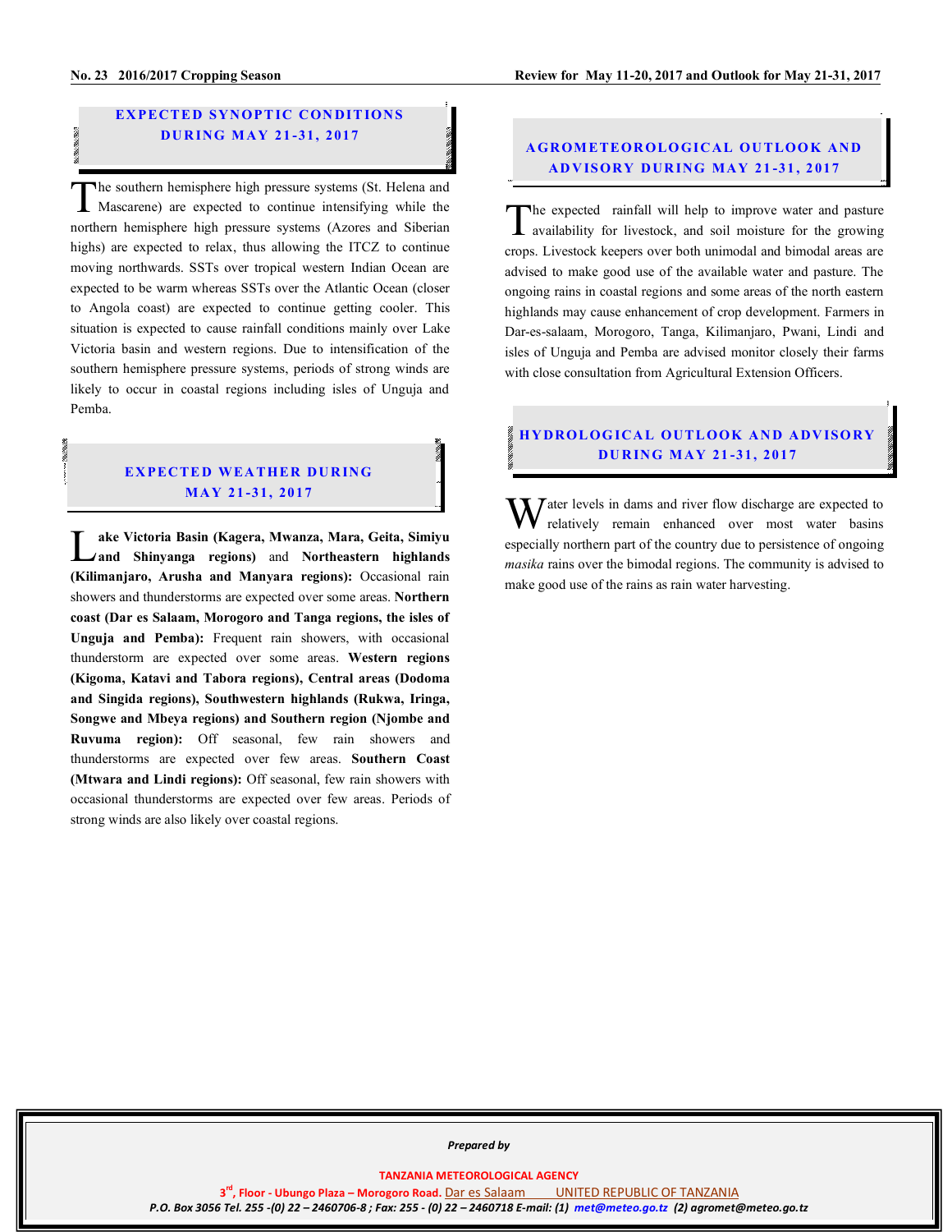## EXPECTED SYNOPTIC CONDITIONS DURING MAY 21-31, 2017

The southern hemisphere high pressure systems (St. Helena and Mascarene) are expected to continue intensifying while the northern hemisphere high pressure systems (Azores and Siberian highs) are expected to relax, thus allowing the ITCZ to continue moving northwards. SSTs over tropical western Indian Ocean are expected to be warm whereas SSTs over the Atlantic Ocean (closer to Angola coast) are expected to continue getting cooler. This situation is expected to cause rainfall conditions mainly over Lake Victoria basin and western regions. Due to intensification of the southern hemisphere pressure systems, periods of strong winds are likely to occur in coastal regions including isles of Unguja and Pemba.

## EXPECTED WEATHER DURING MAY 21-31, 2017

**Lake Victoria Basin (Kagera, Mwanza, Mara, Geita, Simiyu and Shinyanga regions)** and **Northeastern highlands (Kilimanjaro, Arusha and Manyara regions):** Occasional rain showers and thunderstorms are expected over some areas. **Northern coast (Dar es Salaam, Morogoro and Tanga regions, the isles of Unguja and Pemba):** Frequent rain showers, with occasional thunderstorm are expected over some areas. **Western regions (Kigoma, Katavi and Tabora regions), Central areas (Dodoma and Singida regions), Southwestern highlands (Rukwa, Iringa, Songwe and Mbeya regions) and Southern region (Njombe and Ruvuma region):** Off seasonal, few rain showers and thunderstorms are expected over few areas. **Southern Coast (Mtwara and Lindi regions):** Off seasonal, few rain showers with occasional thunderstorms are expected over few areas. Periods of strong winds are also likely over coastal regions.

## AGROMETEOROLOGICAL OUTLOOK AND ADVISORY DURING MAY 21-31, 2017

The expected rainfall will help to improve water and pasture availability for livestock, and soil moisture for the growing crops. Livestock keepers over both unimodal and bimodal areas are advised to make good use of the available water and pasture. The ongoing rains in coastal regions and some areas of the north eastern highlands may cause enhancement of crop development. Farmers in Dar-es-salaam, Morogoro, Tanga, Kilimanjaro, Pwani, Lindi and isles of Unguja and Pemba are advised monitor closely their farms with close consultation from Agricultural Extension Officers.

## HYDROLOGICAL OUTLOOK AND ADVISORY DURING MAY 21-31, 2017

Water levels in dams and river flow discharge are expected to relatively remain enhanced over most water basins especially northern part of the country due to persistence of ongoing *masika* rains over the bimodal regions. The community is advised to make good use of the rains as rain water harvesting.

*Prepared by*

**TANZANIA METEOROLOGICAL AGENCY**

**3rd, Floor - Ubungo Plaza – Morogoro Road.** Dar es Salaam UNITED REPUBLIC OF TANZANIA

*P.O. Box 3056 Tel. 255 -(0) 22 – 2460706-8 ; Fax: 255 - (0) 22 – 2460718 E-mail: (1) met@meteo.go.tz (2) agromet@meteo.go.tz*